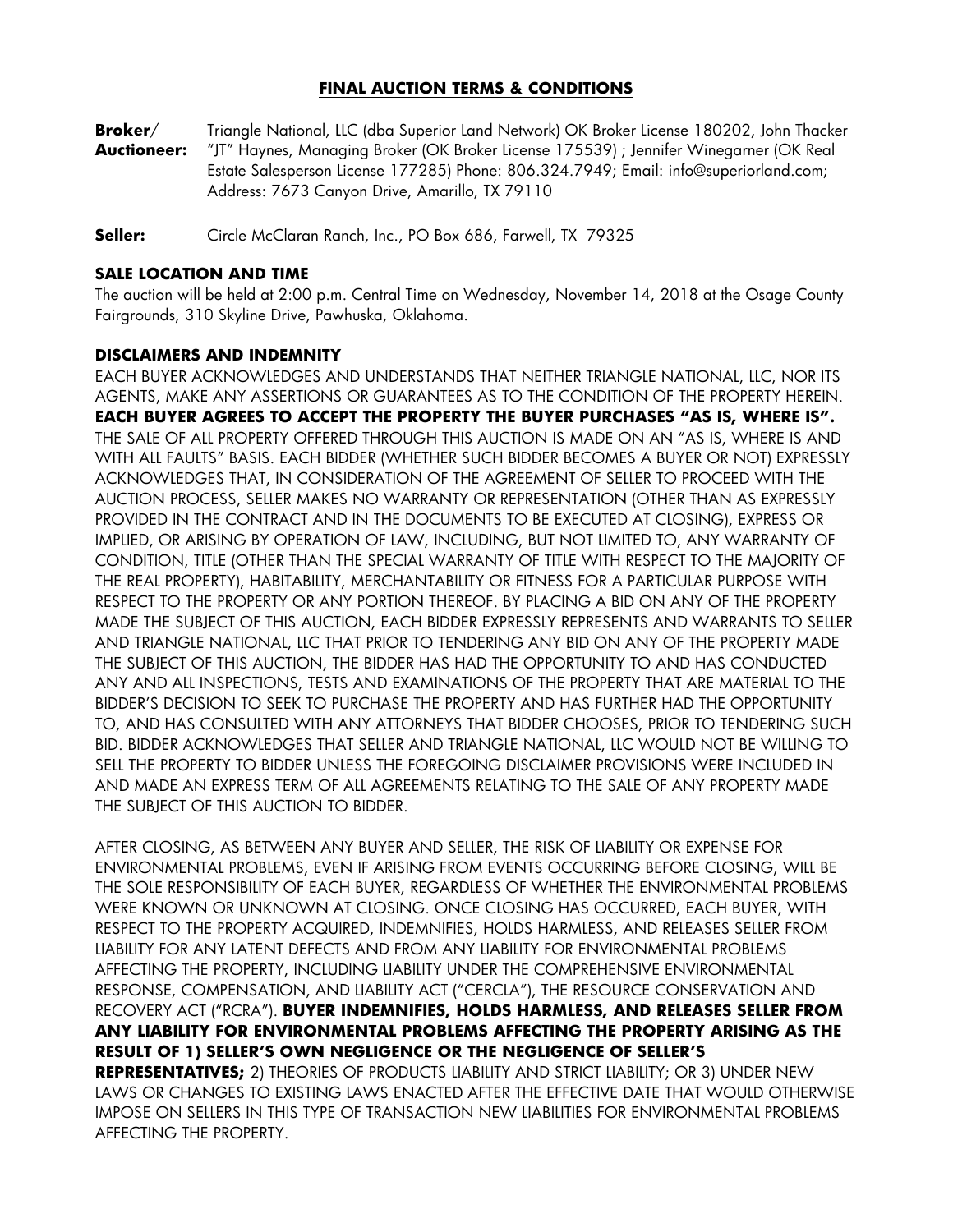# FINAL AUCTION TERMS & CONDITIONS

**Broker/ Auctioneer:** Triangle National, LLC (dba Superior Land Network) OK Broker License 180202, John Thacker "JT" Haynes, Managing Broker (OK Broker License 175539) ; Jennifer Winegarner (OK Real Estate Salesperson License 177285) Phone: 806.324.7949; Email: info@superiorland.com; Address: 7673 Canyon Drive, Amarillo, TX 79110

**Seller:** Circle McClaran Ranch, Inc., PO Box 686, Farwell, TX 79325

## SALE LOCATION AND TIME

The auction will be held at 2:00 p.m. Central Time on Wednesday, November 14, 2018 at the Osage County Fairgrounds, 310 Skyline Drive, Pawhuska, Oklahoma.

## DISCLAIMERS AND INDEMNITY

EACH BUYER ACKNOWLEDGES AND UNDERSTANDS THAT NEITHER TRIANGLE NATIONAL, LLC, NOR ITS AGENTS, MAKE ANY ASSERTIONS OR GUARANTEES AS TO THE CONDITION OF THE PROPERTY HEREIN. **EACH BUYER AGREES TO ACCEPT THE PROPERTY THE BUYER PURCHASES "AS IS, WHERE IS".** THE SALE OF ALL PROPERTY OFFERED THROUGH THIS AUCTION IS MADE ON AN "AS IS, WHERE IS AND WITH ALL FAULTS" BASIS. EACH BIDDER (WHETHER SUCH BIDDER BECOMES A BUYER OR NOT) EXPRESSLY ACKNOWLEDGES THAT, IN CONSIDERATION OF THE AGREEMENT OF SELLER TO PROCEED WITH THE AUCTION PROCESS, SELLER MAKES NO WARRANTY OR REPRESENTATION (OTHER THAN AS EXPRESSLY PROVIDED IN THE CONTRACT AND IN THE DOCUMENTS TO BE EXECUTED AT CLOSING), EXPRESS OR IMPLIED, OR ARISING BY OPERATION OF LAW, INCLUDING, BUT NOT LIMITED TO, ANY WARRANTY OF CONDITION, TITLE (OTHER THAN THE SPECIAL WARRANTY OF TITLE WITH RESPECT TO THE MAJORITY OF THE REAL PROPERTY), HABITABILITY, MERCHANTABILITY OR FITNESS FOR A PARTICULAR PURPOSE WITH RESPECT TO THE PROPERTY OR ANY PORTION THEREOF. BY PLACING A BID ON ANY OF THE PROPERTY MADE THE SUBJECT OF THIS AUCTION, EACH BIDDER EXPRESSLY REPRESENTS AND WARRANTS TO SELLER AND TRIANGLE NATIONAL, LLC THAT PRIOR TO TENDERING ANY BID ON ANY OF THE PROPERTY MADE THE SUBJECT OF THIS AUCTION, THE BIDDER HAS HAD THE OPPORTUNITY TO AND HAS CONDUCTED ANY AND ALL INSPECTIONS, TESTS AND EXAMINATIONS OF THE PROPERTY THAT ARE MATERIAL TO THE BIDDER'S DECISION TO SEEK TO PURCHASE THE PROPERTY AND HAS FURTHER HAD THE OPPORTUNITY TO, AND HAS CONSULTED WITH ANY ATTORNEYS THAT BIDDER CHOOSES, PRIOR TO TENDERING SUCH BID. BIDDER ACKNOWLEDGES THAT SELLER AND TRIANGLE NATIONAL, LLC WOULD NOT BE WILLING TO SELL THE PROPERTY TO BIDDER UNLESS THE FOREGOING DISCLAIMER PROVISIONS WERE INCLUDED IN AND MADE AN EXPRESS TERM OF ALL AGREEMENTS RELATING TO THE SALE OF ANY PROPERTY MADE THE SUBJECT OF THIS AUCTION TO BIDDER.

AFTER CLOSING, AS BETWEEN ANY BUYER AND SELLER, THE RISK OF LIABILITY OR EXPENSE FOR ENVIRONMENTAL PROBLEMS, EVEN IF ARISING FROM EVENTS OCCURRING BEFORE CLOSING, WILL BE THE SOLE RESPONSIBILITY OF EACH BUYER, REGARDLESS OF WHETHER THE ENVIRONMENTAL PROBLEMS WERE KNOWN OR UNKNOWN AT CLOSING. ONCE CLOSING HAS OCCURRED, EACH BUYER, WITH RESPECT TO THE PROPERTY ACQUIRED, INDEMNIFIES, HOLDS HARMLESS, AND RELEASES SELLER FROM LIABILITY FOR ANY LATENT DEFECTS AND FROM ANY LIABILITY FOR ENVIRONMENTAL PROBLEMS AFFECTING THE PROPERTY, INCLUDING LIABILITY UNDER THE COMPREHENSIVE ENVIRONMENTAL RESPONSE, COMPENSATION, AND LIABILITY ACT ("CERCLA"), THE RESOURCE CONSERVATION AND RECOVERY ACT ("RCRA"). **BUYER INDEMNIFIES, HOLDS HARMLESS, AND RELEASES SELLER FROM ANY LIABILITY FOR ENVIRONMENTAL PROBLEMS AFFECTING THE PROPERTY ARISING AS THE RESULT OF 1) SELLER'S OWN NEGLIGENCE OR THE NEGLIGENCE OF SELLER'S REPRESENTATIVES;** 2) THEORIES OF PRODUCTS LIABILITY AND STRICT LIABILITY; OR 3) UNDER NEW LAWS OR CHANGES TO EXISTING LAWS ENACTED AFTER THE EFFECTIVE DATE THAT WOULD OTHERWISE IMPOSE ON SELLERS IN THIS TYPE OF TRANSACTION NEW LIABILITIES FOR ENVIRONMENTAL PROBLEMS AFFECTING THE PROPERTY.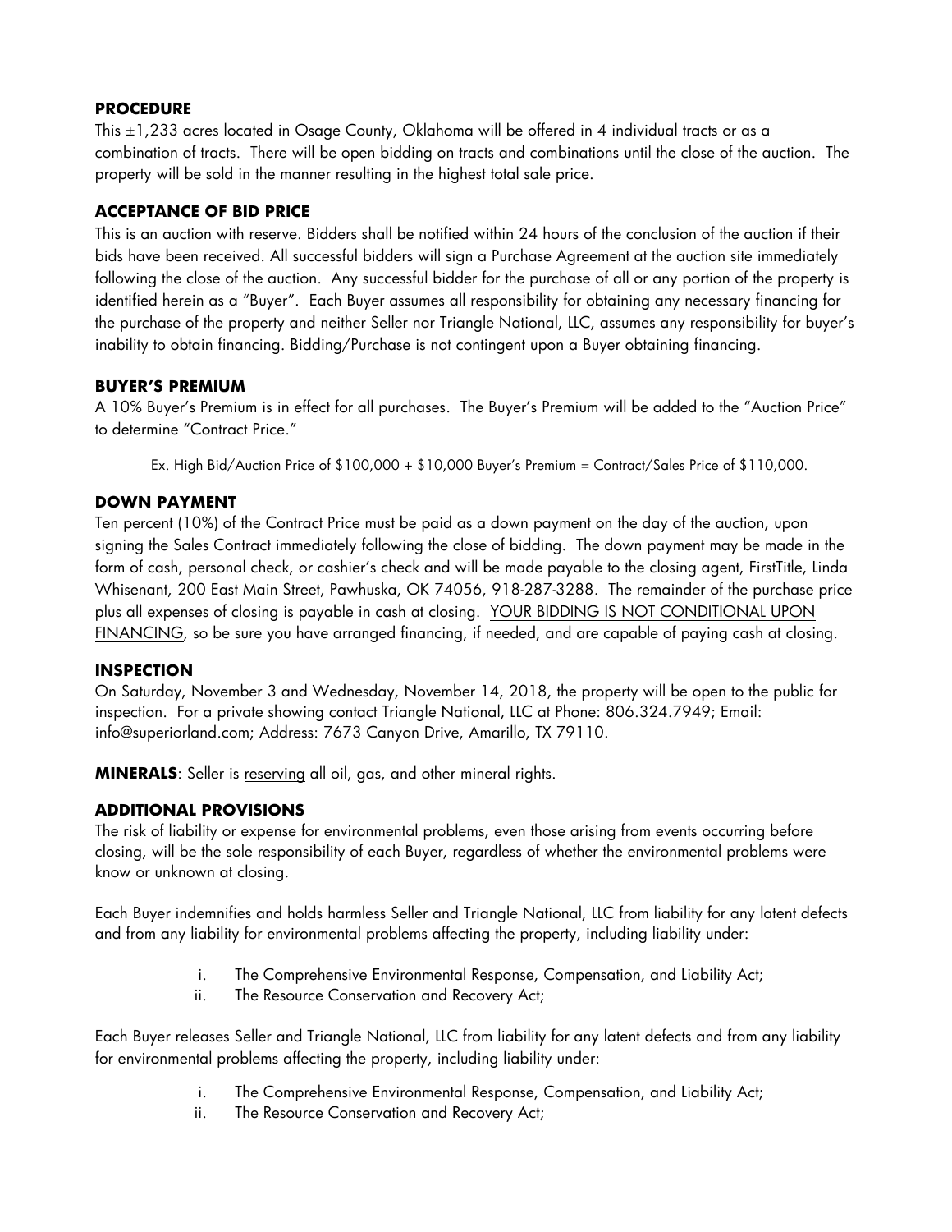## PROCEDURE

This ±1,233 acres located in Osage County, Oklahoma will be offered in 4 individual tracts or as a combination of tracts. There will be open bidding on tracts and combinations until the close of the auction. The property will be sold in the manner resulting in the highest total sale price.

## ACCEPTANCE OF BID PRICE

This is an auction with reserve. Bidders shall be notified within 24 hours of the conclusion of the auction if their bids have been received. All successful bidders will sign a Purchase Agreement at the auction site immediately following the close of the auction. Any successful bidder for the purchase of all or any portion of the property is identified herein as a "Buyer". Each Buyer assumes all responsibility for obtaining any necessary financing for the purchase of the property and neither Seller nor Triangle National, LLC, assumes any responsibility for buyer's inability to obtain financing. Bidding/Purchase is not contingent upon a Buyer obtaining financing.

## BUYER'S PREMIUM

A 10% Buyer's Premium is in effect for all purchases. The Buyer's Premium will be added to the "Auction Price" to determine "Contract Price."

Ex. High Bid/Auction Price of $100,000 + $10,000 Buyer's Premium = Contract/Sales Price of $110,000.

## DOWN PAYMENT

Ten percent (10%) of the Contract Price must be paid as a down payment on the day of the auction, upon signing the Sales Contract immediately following the close of bidding. The down payment may be made in the form of cash, personal check, or cashier's check and will be made payable to the closing agent, FirstTitle, Linda Whisenant, 200 East Main Street, Pawhuska, OK 74056, 918-287-3288. The remainder of the purchase price plus all expenses of closing is payable in cash at closing. <u>YOUR BIDDING IS NOT CONDITIONAL UPON FINANCING</u>, so be sure you have arranged financing, if needed, and are capable of paying cash at closing.

## INSPECTION

On Saturday, November 3 and Wednesday, November 14, 2018, the property will be open to the public for inspection. For a private showing contact Triangle National, LLC at Phone: 806.324.7949; Email: info@superiorland.com; Address: 7673 Canyon Drive, Amarillo, TX 79110.

**MINERALS**: Seller is <u>reserving</u> all oil, gas, and other mineral rights.

## ADDITIONAL PROVISIONS

The risk of liability or expense for environmental problems, even those arising from events occurring before closing, will be the sole responsibility of each Buyer, regardless of whether the environmental problems were know or unknown at closing.

Each Buyer indemnifies and holds harmless Seller and Triangle National, LLC from liability for any latent defects and from any liability for environmental problems affecting the property, including liability under:

i. The Comprehensive Environmental Response, Compensation, and Liability Act;
ii. The Resource Conservation and Recovery Act;

Each Buyer releases Seller and Triangle National, LLC from liability for any latent defects and from any liability for environmental problems affecting the property, including liability under:

i. The Comprehensive Environmental Response, Compensation, and Liability Act;
ii. The Resource Conservation and Recovery Act;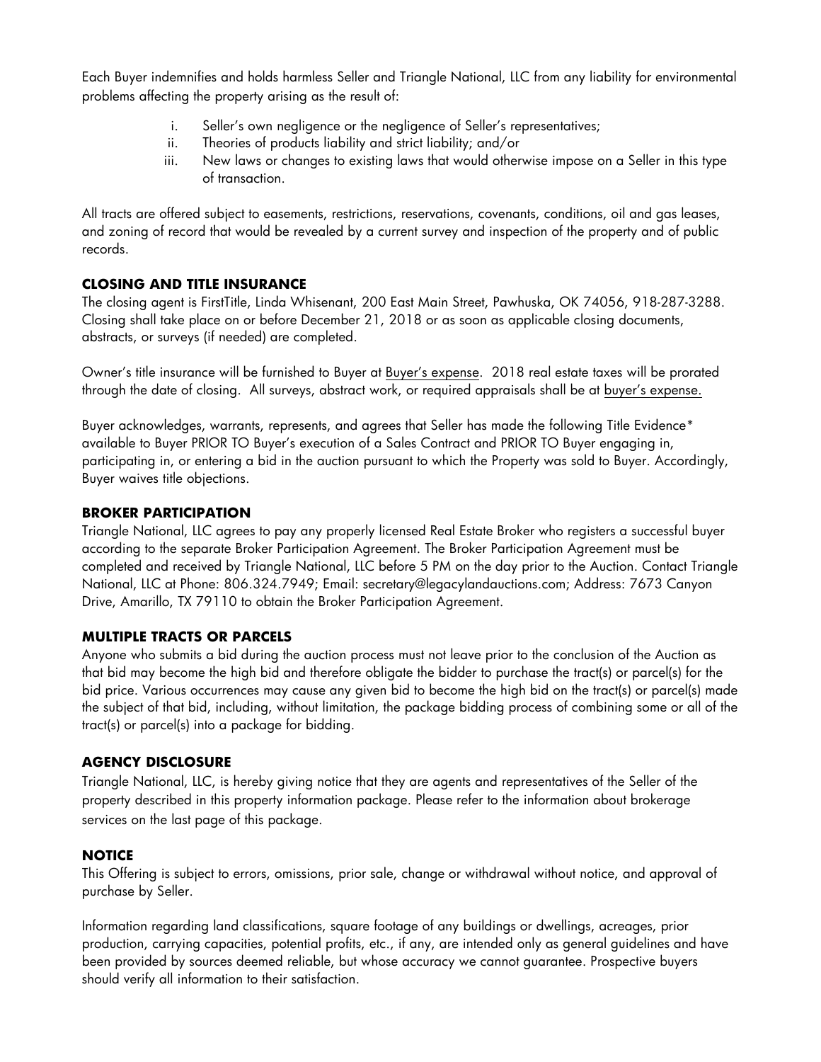Each Buyer indemnifies and holds harmless Seller and Triangle National, LLC from any liability for environmental problems affecting the property arising as the result of:

i. Seller's own negligence or the negligence of Seller's representatives;
ii. Theories of products liability and strict liability; and/or
iii. New laws or changes to existing laws that would otherwise impose on a Seller in this type of transaction.

All tracts are offered subject to easements, restrictions, reservations, covenants, conditions, oil and gas leases, and zoning of record that would be revealed by a current survey and inspection of the property and of public records.

### CLOSING AND TITLE INSURANCE

The closing agent is FirstTitle, Linda Whisenant, 200 East Main Street, Pawhuska, OK 74056, 918-287-3288. Closing shall take place on or before December 21, 2018 or as soon as applicable closing documents, abstracts, or surveys (if needed) are completed.

Owner's title insurance will be furnished to Buyer at <u>Buyer's expense</u>. 2018 real estate taxes will be prorated through the date of closing. All surveys, abstract work, or required appraisals shall be at <u>buyer's expense.</u>

Buyer acknowledges, warrants, represents, and agrees that Seller has made the following Title Evidence* available to Buyer PRIOR TO Buyer's execution of a Sales Contract and PRIOR TO Buyer engaging in, participating in, or entering a bid in the auction pursuant to which the Property was sold to Buyer. Accordingly, Buyer waives title objections.

### BROKER PARTICIPATION

Triangle National, LLC agrees to pay any properly licensed Real Estate Broker who registers a successful buyer according to the separate Broker Participation Agreement. The Broker Participation Agreement must be completed and received by Triangle National, LLC before 5 PM on the day prior to the Auction. Contact Triangle National, LLC at Phone: 806.324.7949; Email: secretary@legacylandauctions.com; Address: 7673 Canyon Drive, Amarillo, TX 79110 to obtain the Broker Participation Agreement.

### MULTIPLE TRACTS OR PARCELS

Anyone who submits a bid during the auction process must not leave prior to the conclusion of the Auction as that bid may become the high bid and therefore obligate the bidder to purchase the tract(s) or parcel(s) for the bid price. Various occurrences may cause any given bid to become the high bid on the tract(s) or parcel(s) made the subject of that bid, including, without limitation, the package bidding process of combining some or all of the tract(s) or parcel(s) into a package for bidding.

### AGENCY DISCLOSURE

Triangle National, LLC, is hereby giving notice that they are agents and representatives of the Seller of the property described in this property information package. Please refer to the information about brokerage services on the last page of this package.

### NOTICE

This Offering is subject to errors, omissions, prior sale, change or withdrawal without notice, and approval of purchase by Seller.

Information regarding land classifications, square footage of any buildings or dwellings, acreages, prior production, carrying capacities, potential profits, etc., if any, are intended only as general guidelines and have been provided by sources deemed reliable, but whose accuracy we cannot guarantee. Prospective buyers should verify all information to their satisfaction.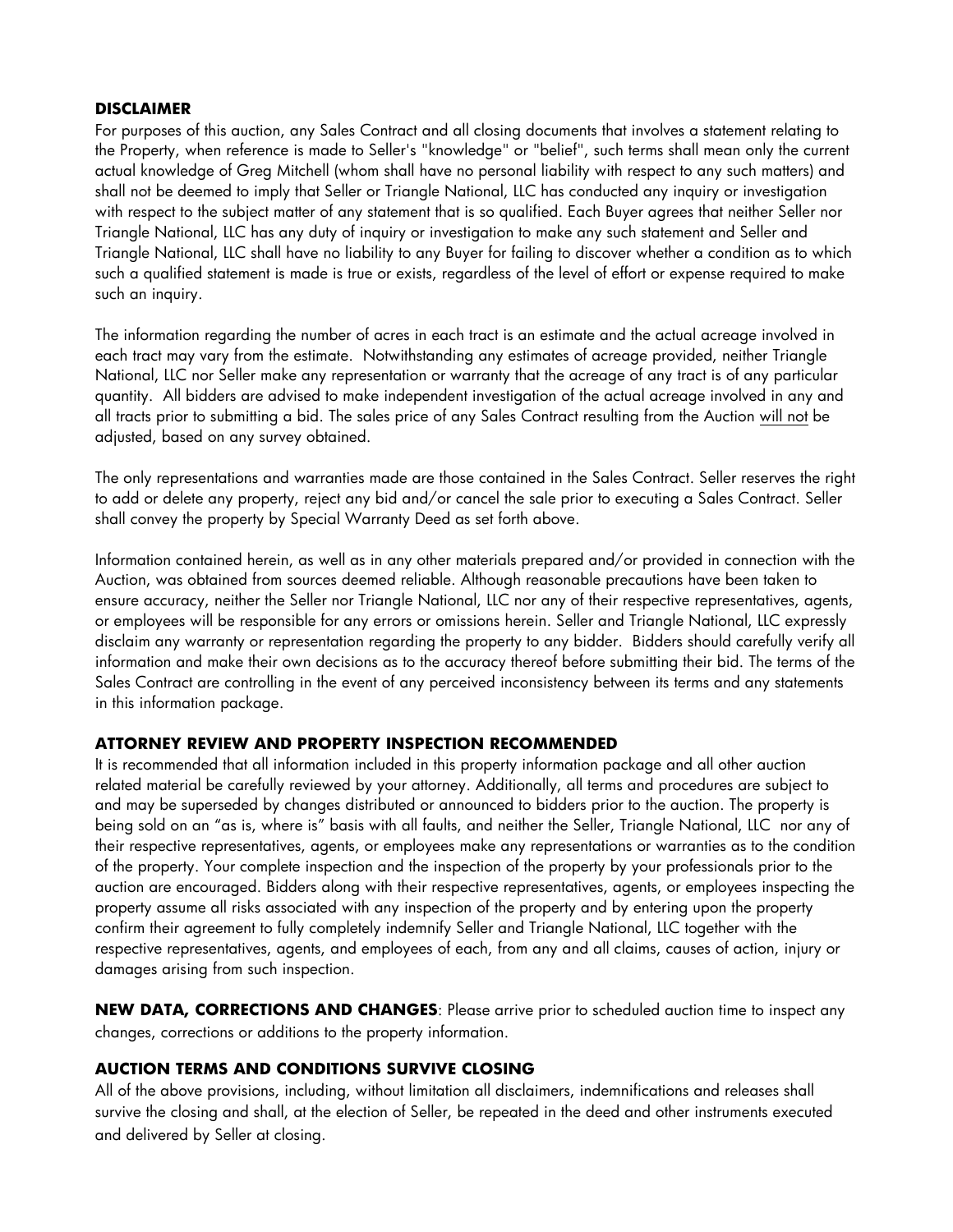### DISCLAIMER

For purposes of this auction, any Sales Contract and all closing documents that involves a statement relating to the Property, when reference is made to Seller's "knowledge" or "belief", such terms shall mean only the current actual knowledge of Greg Mitchell (whom shall have no personal liability with respect to any such matters) and shall not be deemed to imply that Seller or Triangle National, LLC has conducted any inquiry or investigation with respect to the subject matter of any statement that is so qualified. Each Buyer agrees that neither Seller nor Triangle National, LLC has any duty of inquiry or investigation to make any such statement and Seller and Triangle National, LLC shall have no liability to any Buyer for failing to discover whether a condition as to which such a qualified statement is made is true or exists, regardless of the level of effort or expense required to make such an inquiry.

The information regarding the number of acres in each tract is an estimate and the actual acreage involved in each tract may vary from the estimate. Notwithstanding any estimates of acreage provided, neither Triangle National, LLC nor Seller make any representation or warranty that the acreage of any tract is of any particular quantity. All bidders are advised to make independent investigation of the actual acreage involved in any and all tracts prior to submitting a bid. The sales price of any Sales Contract resulting from the Auction <u>will not</u> be adjusted, based on any survey obtained.

The only representations and warranties made are those contained in the Sales Contract. Seller reserves the right to add or delete any property, reject any bid and/or cancel the sale prior to executing a Sales Contract. Seller shall convey the property by Special Warranty Deed as set forth above.

Information contained herein, as well as in any other materials prepared and/or provided in connection with the Auction, was obtained from sources deemed reliable. Although reasonable precautions have been taken to ensure accuracy, neither the Seller nor Triangle National, LLC nor any of their respective representatives, agents, or employees will be responsible for any errors or omissions herein. Seller and Triangle National, LLC expressly disclaim any warranty or representation regarding the property to any bidder. Bidders should carefully verify all information and make their own decisions as to the accuracy thereof before submitting their bid. The terms of the Sales Contract are controlling in the event of any perceived inconsistency between its terms and any statements in this information package.

### ATTORNEY REVIEW AND PROPERTY INSPECTION RECOMMENDED

It is recommended that all information included in this property information package and all other auction related material be carefully reviewed by your attorney. Additionally, all terms and procedures are subject to and may be superseded by changes distributed or announced to bidders prior to the auction. The property is being sold on an "as is, where is" basis with all faults, and neither the Seller, Triangle National, LLC nor any of their respective representatives, agents, or employees make any representations or warranties as to the condition of the property. Your complete inspection and the inspection of the property by your professionals prior to the auction are encouraged. Bidders along with their respective representatives, agents, or employees inspecting the property assume all risks associated with any inspection of the property and by entering upon the property confirm their agreement to fully completely indemnify Seller and Triangle National, LLC together with the respective representatives, agents, and employees of each, from any and all claims, causes of action, injury or damages arising from such inspection.

**NEW DATA, CORRECTIONS AND CHANGES**: Please arrive prior to scheduled auction time to inspect any changes, corrections or additions to the property information.

### AUCTION TERMS AND CONDITIONS SURVIVE CLOSING

All of the above provisions, including, without limitation all disclaimers, indemnifications and releases shall survive the closing and shall, at the election of Seller, be repeated in the deed and other instruments executed and delivered by Seller at closing.